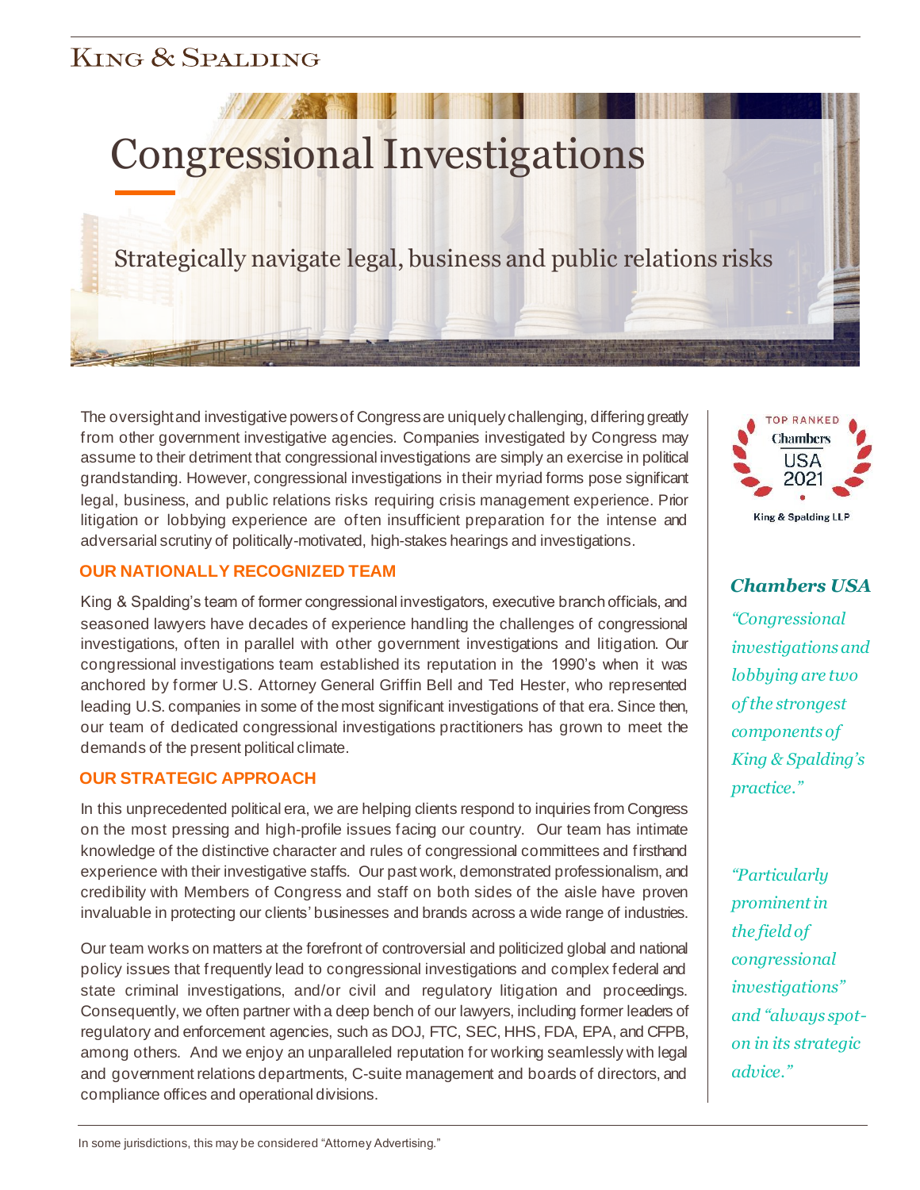King & Spalding

# Congressional Investigations

Strategically navigate legal, business and public relations risks

The oversight and investigative powers of Congress are uniquely challenging, differing greatly from other government investigative agencies. Companies investigated by Congress may assume to their detriment that congressional investigations are simply an exercise in political grandstanding. However, congressional investigations in their myriad forms pose significant legal, business, and public relations risks requiring crisis management experience. Prior litigation or lobbying experience are often insufficient preparation for the intense and adversarial scrutiny of politically-motivated, high-stakes hearings and investigations.

## OUR NATIONALLY RECOGNIZED TEAM

King & Spalding's team of former congressional investigators, executive branch officials, and seasoned lawyers have decades of experience handling the challenges of congressional investigations, often in parallel with other government investigations and litigation. Our congressional investigations team established its reputation in the 1990's when it was anchored by former U.S. Attorney General Griffin Bell and Ted Hester, who represented leading U.S. companies in some of the most significant investigations of that era. Since then, our team of dedicated congressional investigations practitioners has grown to meet the demands of the present political climate.

## OUR STRATEGIC APPROACH

In this unprecedented political era, we are helping clients respond to inquiries from Congress on the most pressing and high-profile issues facing our country. Our team has intimate knowledge of the distinctive character and rules of congressional committees and firsthand experience with their investigative staffs. Our past work, demonstrated professionalism, and credibility with Members of Congress and staff on both sides of the aisle have proven invaluable in protecting our clients' businesses and brands across a wide range of industries.

Our team works on matters at the forefront of controversial and politicized global and national policy issues that frequently lead to congressional investigations and complex federal and state criminal investigations, and/or civil and regulatory litigation and proceedings. Consequently, we often partner with a deep bench of our lawyers, including former leaders of regulatory and enforcement agencies, such as DOJ, FTC, SEC, HHS, FDA, EPA, and CFPB, among others. And we enjoy an unparalleled reputation for working seamlessly with legal and government relations departments, C-suite management and boards of directors, and compliance offices and operational divisions.

TOP RANKED Chambers USA 2021 King & Spalding LLP

***Chambers USA***

*"Congressional investigations and lobbying are two of the strongest components of King & Spalding's practice."*

*"Particularly prominent in the field of congressional investigations" and "always spot-on in its strategic advice."*

In some jurisdictions, this may be considered "Attorney Advertising."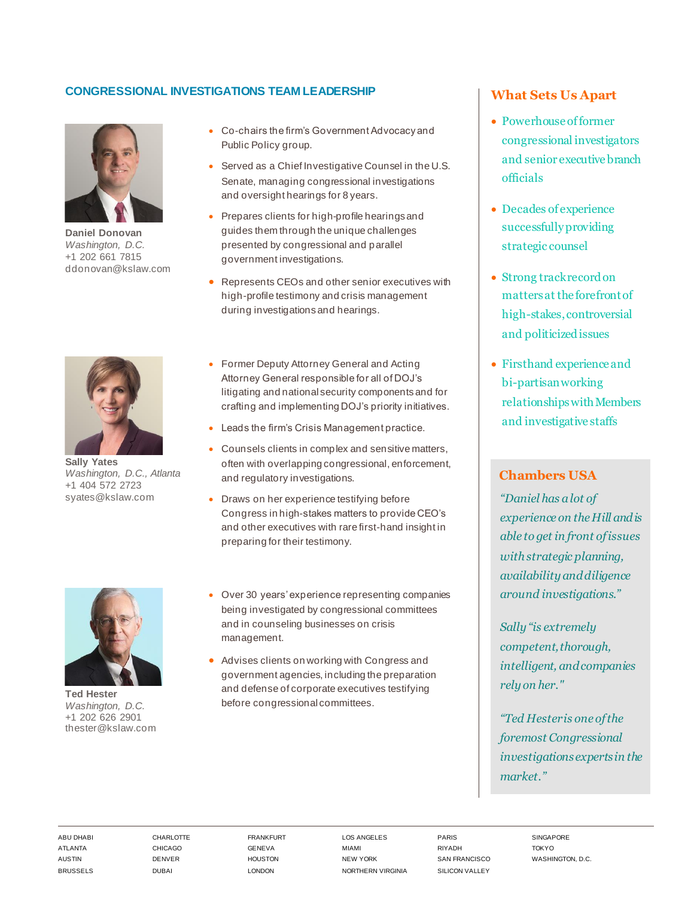## CONGRESSIONAL INVESTIGATIONS TEAM LEADERSHIP

**Daniel Donovan**
*Washington, D.C.*
+1 202 661 7815
ddonovan@kslaw.com

- Co-chairs the firm's Government Advocacy and Public Policy group.
- Served as a Chief Investigative Counsel in the U.S. Senate, managing congressional investigations and oversight hearings for 8 years.
- Prepares clients for high-profile hearings and guides them through the unique challenges presented by congressional and parallel government investigations.
- Represents CEOs and other senior executives with high-profile testimony and crisis management during investigations and hearings.

**Sally Yates**
*Washington, D.C., Atlanta*
+1 404 572 2723
syates@kslaw.com

- Former Deputy Attorney General and Acting Attorney General responsible for all of DOJ's litigating and national security components and for crafting and implementing DOJ's priority initiatives.
- Leads the firm's Crisis Management practice.
- Counsels clients in complex and sensitive matters, often with overlapping congressional, enforcement, and regulatory investigations.
- Draws on her experience testifying before Congress in high-stakes matters to provide CEO's and other executives with rare first-hand insight in preparing for their testimony.

**Ted Hester**
*Washington, D.C.*
+1 202 626 2901
thester@kslaw.com

- Over 30 years' experience representing companies being investigated by congressional committees and in counseling businesses on crisis management.
- Advises clients on working with Congress and government agencies, including the preparation and defense of corporate executives testifying before congressional committees.

## What Sets Us Apart

- Powerhouse of former congressional investigators and senior executive branch officials
- Decades of experience successfully providing strategic counsel
- Strong track record on matters at the forefront of high-stakes, controversial and politicized issues
- Firsthand experience and bi-partisan working relationships with Members and investigative staffs

## Chambers USA

*"Daniel has a lot of experience on the Hill and is able to get in front of issues with strategic planning, availability and diligence around investigations."*

*Sally "is extremely competent, thorough, intelligent, and companies rely on her."*

*"Ted Hester is one of the foremost Congressional investigations experts in the market."*

ABU DHABI
ATLANTA
AUSTIN
BRUSSELS
CHARLOTTE
CHICAGO
DENVER
DUBAI
FRANKFURT
GENEVA
HOUSTON
LONDON
LOS ANGELES
MIAMI
NEW YORK
NORTHERN VIRGINIA
PARIS
RIYADH
SAN FRANCISCO
SILICON VALLEY
SINGAPORE
TOKYO
WASHINGTON, D.C.